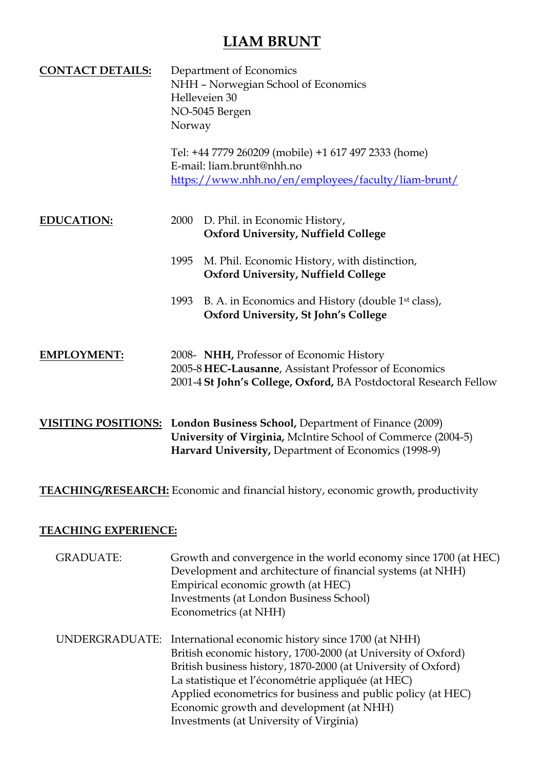# LIAM BRUNT

**CONTACT DETAILS:**

Department of Economics
NHH – Norwegian School of Economics
Helleveien 30
NO-5045 Bergen
Norway

Tel: +44 7779 260209 (mobile) +1 617 497 2333 (home)
E-mail: liam.brunt@nhh.no
https://www.nhh.no/en/employees/faculty/liam-brunt/

**EDUCATION:**

2000 D. Phil. in Economic History,
**Oxford University, Nuffield College**

1995 M. Phil. Economic History, with distinction,
**Oxford University, Nuffield College**

1993 B. A. in Economics and History (double 1st class),
**Oxford University, St John's College**

**EMPLOYMENT:**

2008- **NHH,** Professor of Economic History
2005-8 **HEC-Lausanne**, Assistant Professor of Economics
2001-4 **St John's College, Oxford,** BA Postdoctoral Research Fellow

**VISITING POSITIONS:**

**London Business School,** Department of Finance (2009)
**University of Virginia,** McIntire School of Commerce (2004-5)
**Harvard University,** Department of Economics (1998-9)

**TEACHING/RESEARCH:** Economic and financial history, economic growth, productivity

**TEACHING EXPERIENCE:**

GRADUATE:

Growth and convergence in the world economy since 1700 (at HEC)
Development and architecture of financial systems (at NHH)
Empirical economic growth (at HEC)
Investments (at London Business School)
Econometrics (at NHH)

UNDERGRADUATE:

International economic history since 1700 (at NHH)
British economic history, 1700-2000 (at University of Oxford)
British business history, 1870-2000 (at University of Oxford)
La statistique et l'économétrie appliquée (at HEC)
Applied econometrics for business and public policy (at HEC)
Economic growth and development (at NHH)
Investments (at University of Virginia)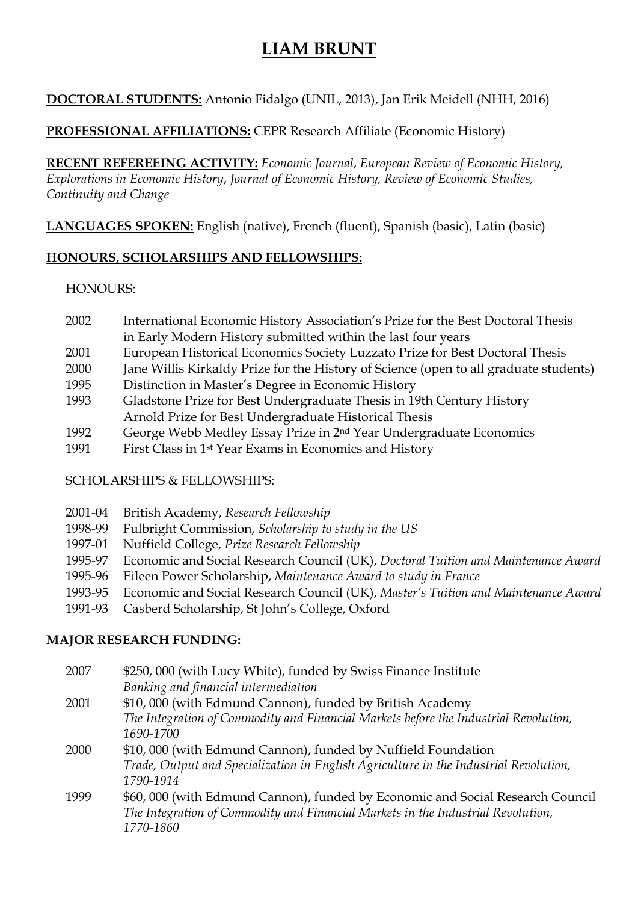# LIAM BRUNT

**DOCTORAL STUDENTS:** Antonio Fidalgo (UNIL, 2013), Jan Erik Meidell (NHH, 2016)

**PROFESSIONAL AFFILIATIONS:** CEPR Research Affiliate (Economic History)

**RECENT REFEREEING ACTIVITY:** *Economic Journal*, *European Review of Economic History, Explorations in Economic History*, *Journal of Economic History, Review of Economic Studies, Continuity and Change*

**LANGUAGES SPOKEN:** English (native), French (fluent), Spanish (basic), Latin (basic)

## HONOURS, SCHOLARSHIPS AND FELLOWSHIPS:

HONOURS:

- 2002 International Economic History Association's Prize for the Best Doctoral Thesis in Early Modern History submitted within the last four years
- 2001 European Historical Economics Society Luzzato Prize for Best Doctoral Thesis
- 2000 Jane Willis Kirkaldy Prize for the History of Science (open to all graduate students)
- 1995 Distinction in Master's Degree in Economic History
- 1993 Gladstone Prize for Best Undergraduate Thesis in 19th Century History
  Arnold Prize for Best Undergraduate Historical Thesis
- 1992 George Webb Medley Essay Prize in 2nd Year Undergraduate Economics
- 1991 First Class in 1st Year Exams in Economics and History

SCHOLARSHIPS & FELLOWSHIPS:

- 2001-04 British Academy, *Research Fellowship*
- 1998-99 Fulbright Commission, *Scholarship to study in the US*
- 1997-01 Nuffield College, *Prize Research Fellowship*
- 1995-97 Economic and Social Research Council (UK), *Doctoral Tuition and Maintenance Award*
- 1995-96 Eileen Power Scholarship, *Maintenance Award to study in France*
- 1993-95 Economic and Social Research Council (UK), *Master's Tuition and Maintenance Award*
- 1991-93 Casberd Scholarship, St John's College, Oxford

## MAJOR RESEARCH FUNDING:

- 2007 $250, 000 (with Lucy White), funded by Swiss Finance Institute
  *Banking and financial intermediation*
- 2001 $10, 000 (with Edmund Cannon), funded by British Academy
  *The Integration of Commodity and Financial Markets before the Industrial Revolution, 1690-1700*
- 2000 $10, 000 (with Edmund Cannon), funded by Nuffield Foundation
  *Trade, Output and Specialization in English Agriculture in the Industrial Revolution, 1790-1914*
- 1999 $60, 000 (with Edmund Cannon), funded by Economic and Social Research Council
  *The Integration of Commodity and Financial Markets in the Industrial Revolution, 1770-1860*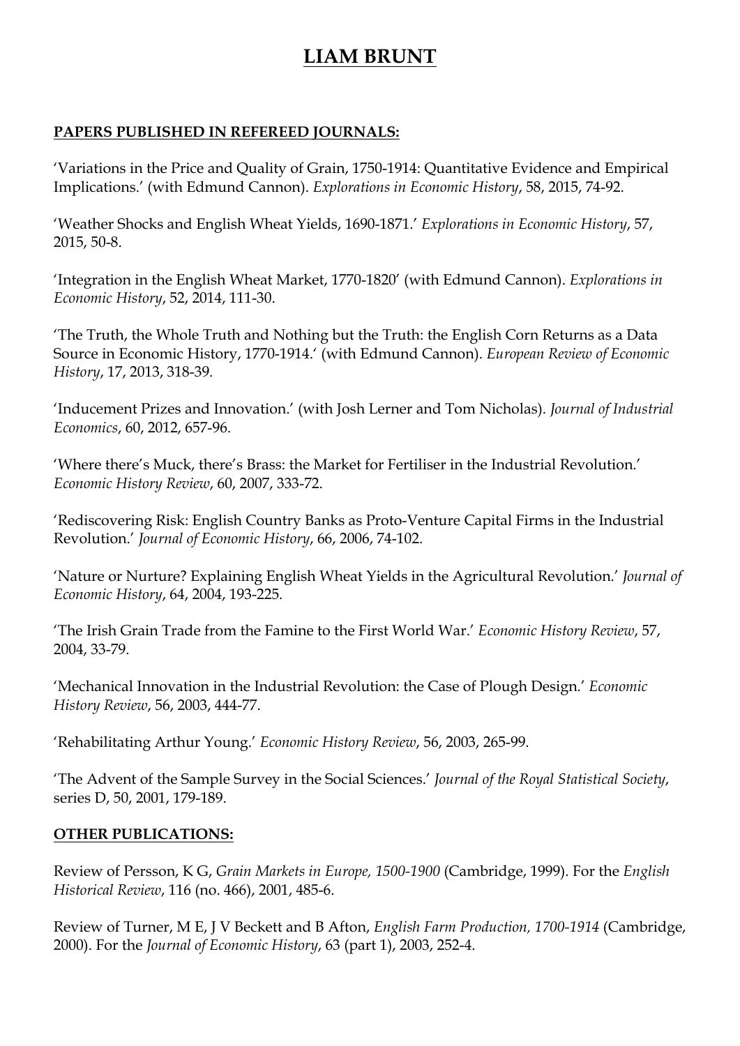# LIAM BRUNT

## PAPERS PUBLISHED IN REFEREED JOURNALS:

'Variations in the Price and Quality of Grain, 1750-1914: Quantitative Evidence and Empirical Implications.' (with Edmund Cannon). *Explorations in Economic History*, 58, 2015, 74-92.

'Weather Shocks and English Wheat Yields, 1690-1871.' *Explorations in Economic History*, 57, 2015, 50-8.

'Integration in the English Wheat Market, 1770-1820' (with Edmund Cannon). *Explorations in Economic History*, 52, 2014, 111-30.

'The Truth, the Whole Truth and Nothing but the Truth: the English Corn Returns as a Data Source in Economic History, 1770-1914.' (with Edmund Cannon). *European Review of Economic History*, 17, 2013, 318-39.

'Inducement Prizes and Innovation.' (with Josh Lerner and Tom Nicholas). *Journal of Industrial Economics*, 60, 2012, 657-96.

'Where there's Muck, there's Brass: the Market for Fertiliser in the Industrial Revolution.' *Economic History Review*, 60, 2007, 333-72.

'Rediscovering Risk: English Country Banks as Proto-Venture Capital Firms in the Industrial Revolution.' *Journal of Economic History*, 66, 2006, 74-102.

'Nature or Nurture? Explaining English Wheat Yields in the Agricultural Revolution.' *Journal of Economic History*, 64, 2004, 193-225.

'The Irish Grain Trade from the Famine to the First World War.' *Economic History Review*, 57, 2004, 33-79.

'Mechanical Innovation in the Industrial Revolution: the Case of Plough Design.' *Economic History Review*, 56, 2003, 444-77.

'Rehabilitating Arthur Young.' *Economic History Review*, 56, 2003, 265-99.

'The Advent of the Sample Survey in the Social Sciences.' *Journal of the Royal Statistical Society*, series D, 50, 2001, 179-189.

## OTHER PUBLICATIONS:

Review of Persson, K G, *Grain Markets in Europe, 1500-1900* (Cambridge, 1999). For the *English Historical Review*, 116 (no. 466), 2001, 485-6.

Review of Turner, M E, J V Beckett and B Afton, *English Farm Production, 1700-1914* (Cambridge, 2000). For the *Journal of Economic History*, 63 (part 1), 2003, 252-4.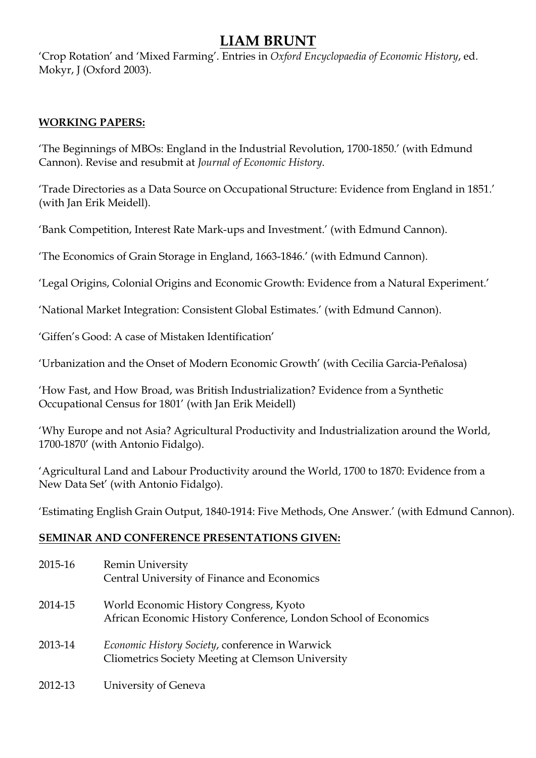# LIAM BRUNT

'Crop Rotation' and 'Mixed Farming'. Entries in *Oxford Encyclopaedia of Economic History*, ed. Mokyr, J (Oxford 2003).

## WORKING PAPERS:

'The Beginnings of MBOs: England in the Industrial Revolution, 1700-1850.' (with Edmund Cannon). Revise and resubmit at *Journal of Economic History*.

'Trade Directories as a Data Source on Occupational Structure: Evidence from England in 1851.' (with Jan Erik Meidell).

'Bank Competition, Interest Rate Mark-ups and Investment.' (with Edmund Cannon).

'The Economics of Grain Storage in England, 1663-1846.' (with Edmund Cannon).

'Legal Origins, Colonial Origins and Economic Growth: Evidence from a Natural Experiment.'

'National Market Integration: Consistent Global Estimates.' (with Edmund Cannon).

'Giffen's Good: A case of Mistaken Identification'

'Urbanization and the Onset of Modern Economic Growth' (with Cecilia Garcia-Peñalosa)

'How Fast, and How Broad, was British Industrialization? Evidence from a Synthetic Occupational Census for 1801' (with Jan Erik Meidell)

'Why Europe and not Asia? Agricultural Productivity and Industrialization around the World, 1700-1870' (with Antonio Fidalgo).

'Agricultural Land and Labour Productivity around the World, 1700 to 1870: Evidence from a New Data Set' (with Antonio Fidalgo).

'Estimating English Grain Output, 1840-1914: Five Methods, One Answer.' (with Edmund Cannon).

## SEMINAR AND CONFERENCE PRESENTATIONS GIVEN:

2015-16 Remin University
Central University of Finance and Economics

2014-15 World Economic History Congress, Kyoto
African Economic History Conference, London School of Economics

2013-14 *Economic History Society*, conference in Warwick
Cliometrics Society Meeting at Clemson University

2012-13 University of Geneva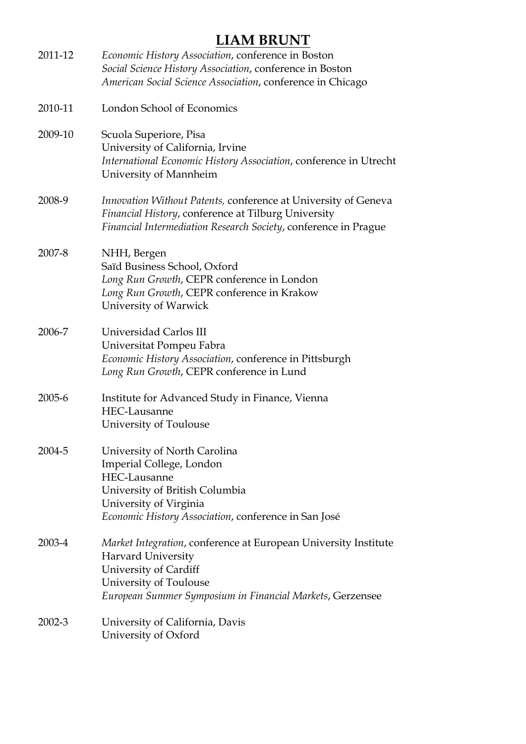2011-12
*Economic History Association*, conference in Boston
*Social Science History Association*, conference in Boston
*American Social Science Association*, conference in Chicago

2010-11
London School of Economics

2009-10
Scuola Superiore, Pisa
University of California, Irvine
*International Economic History Association*, conference in Utrecht
University of Mannheim

2008-9
*Innovation Without Patents,* conference at University of Geneva
*Financial History*, conference at Tilburg University
*Financial Intermediation Research Society*, conference in Prague

2007-8
NHH, Bergen
Saïd Business School, Oxford
*Long Run Growth*, CEPR conference in London
*Long Run Growth*, CEPR conference in Krakow
University of Warwick

2006-7
Universidad Carlos III
Universitat Pompeu Fabra
*Economic History Association*, conference in Pittsburgh
*Long Run Growth*, CEPR conference in Lund

2005-6
Institute for Advanced Study in Finance, Vienna
HEC-Lausanne
University of Toulouse

2004-5
University of North Carolina
Imperial College, London
HEC-Lausanne
University of British Columbia
University of Virginia
*Economic History Association*, conference in San José

2003-4
*Market Integration*, conference at European University Institute
Harvard University
University of Cardiff
University of Toulouse
*European Summer Symposium in Financial Markets*, Gerzensee

2002-3
University of California, Davis
University of Oxford